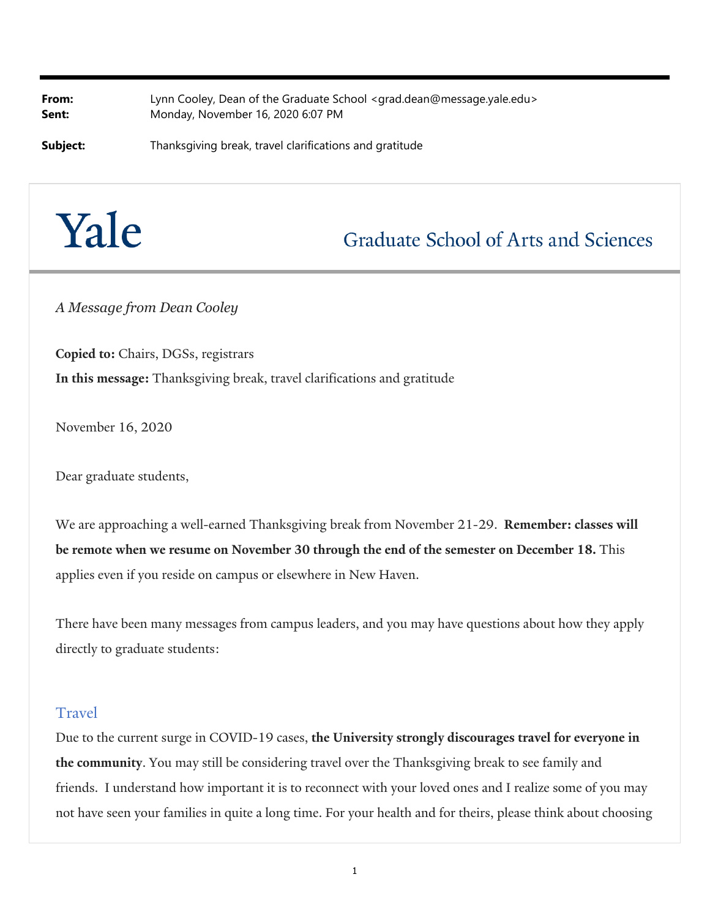**From:** Lynn Cooley, Dean of the Graduate School <grad.dean@message.yale.edu>
**Sent:** Monday, November 16, 2020 6:07 PM

**Subject:** Thanksgiving break, travel clarifications and gratitude

# Yale Graduate School of Arts and Sciences

*A Message from Dean Cooley*

**Copied to:** Chairs, DGSs, registrars

**In this message:** Thanksgiving break, travel clarifications and gratitude

November 16, 2020

Dear graduate students,

We are approaching a well-earned Thanksgiving break from November 21-29. **Remember: classes will be remote when we resume on November 30 through the end of the semester on December 18.** This applies even if you reside on campus or elsewhere in New Haven.

There have been many messages from campus leaders, and you may have questions about how they apply directly to graduate students:

## Travel

Due to the current surge in COVID-19 cases, **the University strongly discourages travel for everyone in the community**. You may still be considering travel over the Thanksgiving break to see family and friends. I understand how important it is to reconnect with your loved ones and I realize some of you may not have seen your families in quite a long time. For your health and for theirs, please think about choosing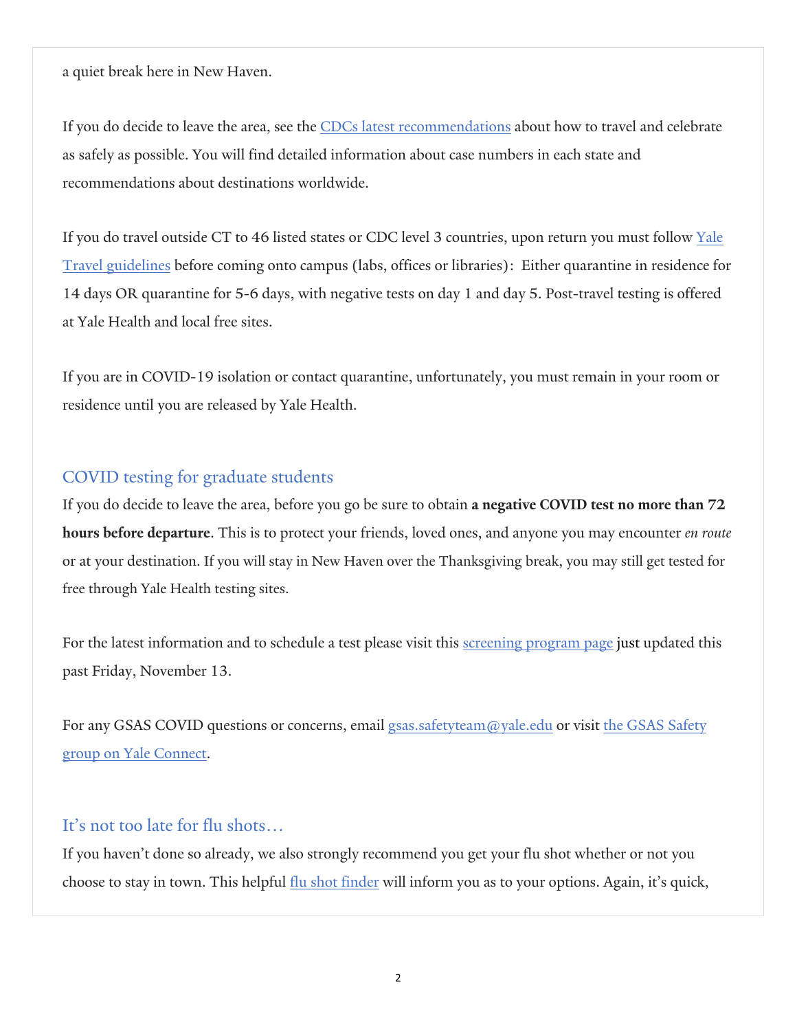a quiet break here in New Haven.

If you do decide to leave the area, see the [CDCs latest recommendations] about how to travel and celebrate as safely as possible. You will find detailed information about case numbers in each state and recommendations about destinations worldwide.

If you do travel outside CT to 46 listed states or CDC level 3 countries, upon return you must follow [Yale Travel guidelines] before coming onto campus (labs, offices or libraries): Either quarantine in residence for 14 days OR quarantine for 5-6 days, with negative tests on day 1 and day 5. Post-travel testing is offered at Yale Health and local free sites.

If you are in COVID-19 isolation or contact quarantine, unfortunately, you must remain in your room or residence until you are released by Yale Health.

## COVID testing for graduate students

If you do decide to leave the area, before you go be sure to obtain **a negative COVID test no more than 72 hours before departure**. This is to protect your friends, loved ones, and anyone you may encounter *en route* or at your destination. If you will stay in New Haven over the Thanksgiving break, you may still get tested for free through Yale Health testing sites.

For the latest information and to schedule a test please visit this [screening program page] just updated this past Friday, November 13.

For any GSAS COVID questions or concerns, email gsas.safetyteam@yale.edu or visit [the GSAS Safety group on Yale Connect].

## It's not too late for flu shots…

If you haven't done so already, we also strongly recommend you get your flu shot whether or not you choose to stay in town. This helpful [flu shot finder] will inform you as to your options. Again, it's quick,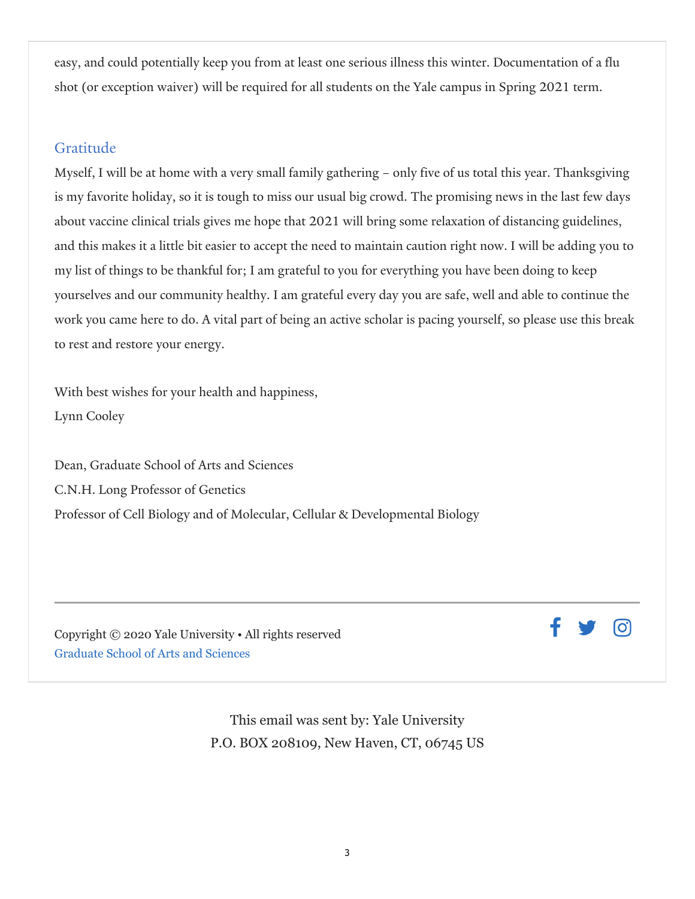easy, and could potentially keep you from at least one serious illness this winter. Documentation of a flu shot (or exception waiver) will be required for all students on the Yale campus in Spring 2021 term.

## Gratitude

Myself, I will be at home with a very small family gathering – only five of us total this year. Thanksgiving is my favorite holiday, so it is tough to miss our usual big crowd. The promising news in the last few days about vaccine clinical trials gives me hope that 2021 will bring some relaxation of distancing guidelines, and this makes it a little bit easier to accept the need to maintain caution right now. I will be adding you to my list of things to be thankful for; I am grateful to you for everything you have been doing to keep yourselves and our community healthy. I am grateful every day you are safe, well and able to continue the work you came here to do. A vital part of being an active scholar is pacing yourself, so please use this break to rest and restore your energy.

With best wishes for your health and happiness,
Lynn Cooley

Dean, Graduate School of Arts and Sciences
C.N.H. Long Professor of Genetics
Professor of Cell Biology and of Molecular, Cellular & Developmental Biology

---

Copyright © 2020 Yale University • All rights reserved
Graduate School of Arts and Sciences

This email was sent by: Yale University
P.O. BOX 208109, New Haven, CT, 06745 US